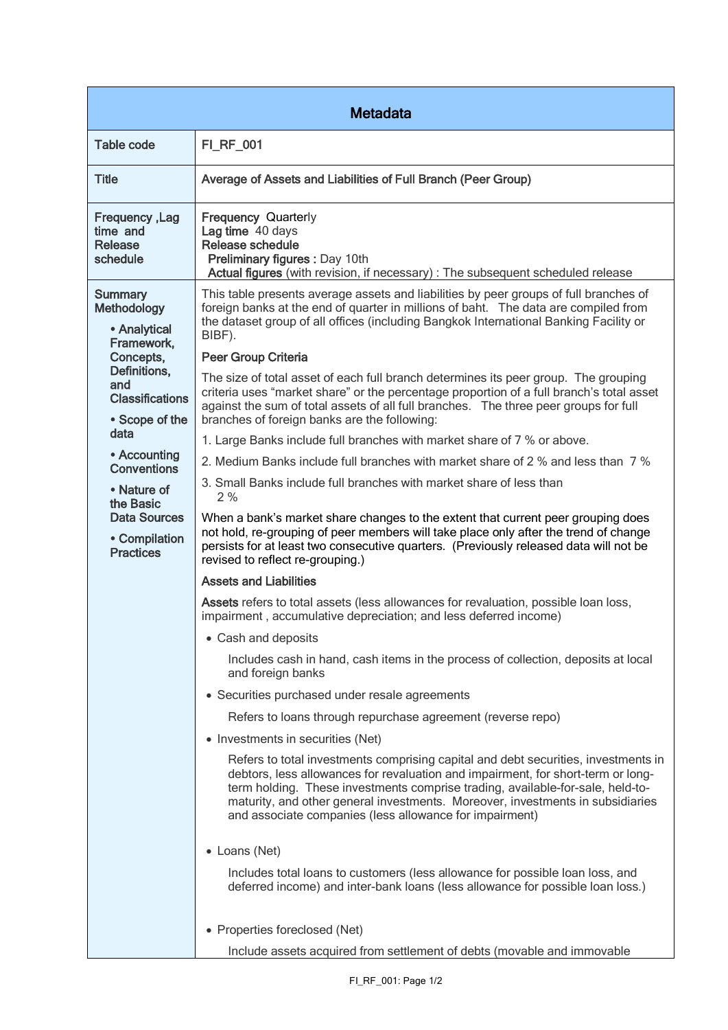| Metadata | |
|---|---|
| Table code | FI_RF_001 |
| Title | Average of Assets and Liabilities of Full Branch (Peer Group) |
| Frequency ,Lag time and Release schedule | **Frequency** Quarterly<br>**Lag time** 40 days<br>**Release schedule**<br>**Preliminary figures :** Day 10th<br>**Actual figures** (with revision, if necessary) : The subsequent scheduled release |
| **Summary Methodology**<br>• Analytical Framework, Concepts, Definitions, and Classifications<br>• Scope of the data<br>• Accounting Conventions<br>• Nature of the Basic Data Sources<br>• Compilation Practices | This table presents average assets and liabilities by peer groups of full branches of foreign banks at the end of quarter in millions of baht. The data are compiled from the dataset group of all offices (including Bangkok International Banking Facility or BIBF).<br><br>**Peer Group Criteria**<br><br>The size of total asset of each full branch determines its peer group. The grouping criteria uses "market share" or the percentage proportion of a full branch's total asset against the sum of total assets of all full branches. The three peer groups for full branches of foreign banks are the following:<br><br>1. Large Banks include full branches with market share of 7 % or above.<br>2. Medium Banks include full branches with market share of 2 % and less than 7 %<br>3. Small Banks include full branches with market share of less than 2 %<br><br>When a bank's market share changes to the extent that current peer grouping does not hold, re-grouping of peer members will take place only after the trend of change persists for at least two consecutive quarters. (Previously released data will not be revised to reflect re-grouping.)<br><br>**Assets and Liabilities**<br><br>**Assets** refers to total assets (less allowances for revaluation, possible loan loss, impairment , accumulative depreciation; and less deferred income)<br><br>• Cash and deposits<br>Includes cash in hand, cash items in the process of collection, deposits at local and foreign banks<br><br>• Securities purchased under resale agreements<br>Refers to loans through repurchase agreement (reverse repo)<br><br>• Investments in securities (Net)<br>Refers to total investments comprising capital and debt securities, investments in debtors, less allowances for revaluation and impairment, for short-term or long-term holding. These investments comprise trading, available-for-sale, held-to-maturity, and other general investments. Moreover, investments in subsidiaries and associate companies (less allowance for impairment)<br><br>• Loans (Net)<br>Includes total loans to customers (less allowance for possible loan loss, and deferred income) and inter-bank loans (less allowance for possible loan loss.)<br><br>• Properties foreclosed (Net)<br>Include assets acquired from settlement of debts (movable and immovable |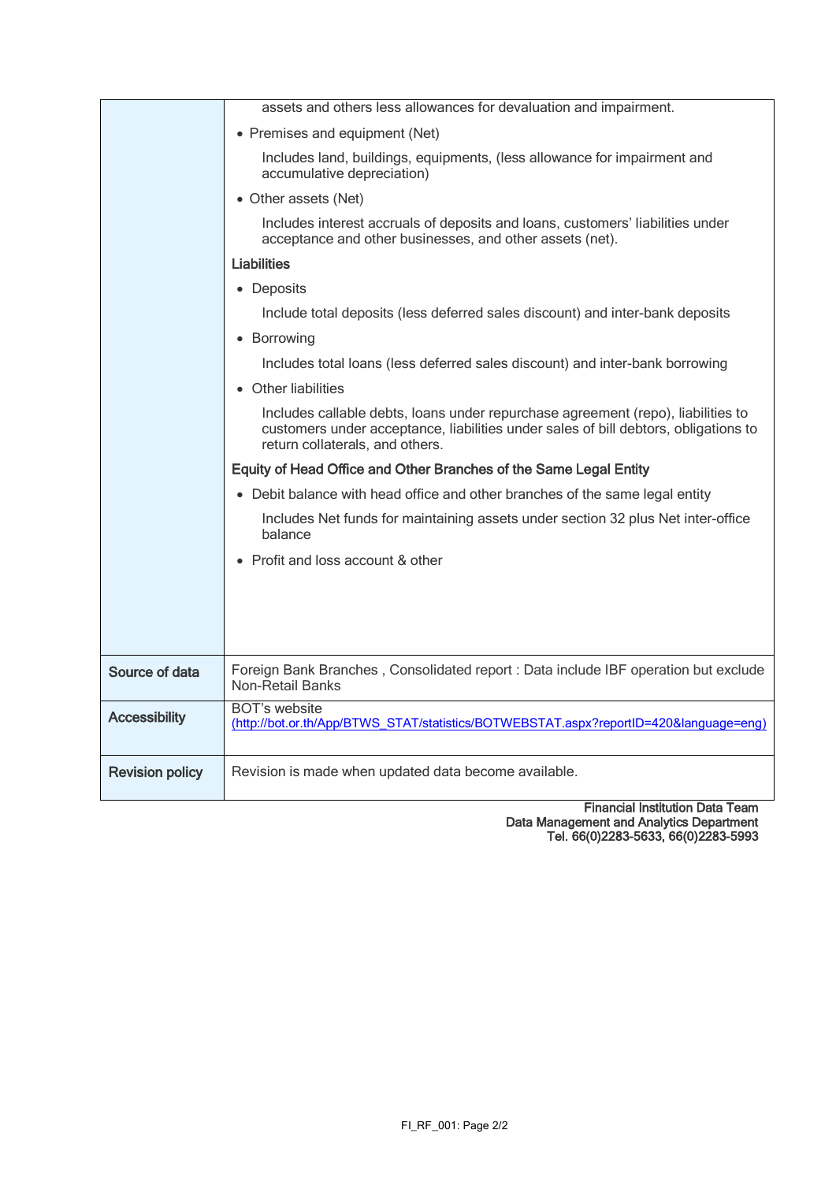| | |
|---|---|
| | assets and others less allowances for devaluation and impairment.<br>• Premises and equipment (Net)<br>Includes land, buildings, equipments, (less allowance for impairment and accumulative depreciation)<br>• Other assets (Net)<br>Includes interest accruals of deposits and loans, customers' liabilities under acceptance and other businesses, and other assets (net).<br>**Liabilities**<br>• Deposits<br>Include total deposits (less deferred sales discount) and inter-bank deposits<br>• Borrowing<br>Includes total loans (less deferred sales discount) and inter-bank borrowing<br>• Other liabilities<br>Includes callable debts, loans under repurchase agreement (repo), liabilities to customers under acceptance, liabilities under sales of bill debtors, obligations to return collaterals, and others.<br>**Equity of Head Office and Other Branches of the Same Legal Entity**<br>• Debit balance with head office and other branches of the same legal entity<br>Includes Net funds for maintaining assets under section 32 plus Net inter-office balance<br>• Profit and loss account & other |
| **Source of data** | Foreign Bank Branches , Consolidated report : Data include IBF operation but exclude Non-Retail Banks |
| **Accessibility** | BOT's website<br>(http://bot.or.th/App/BTWS_STAT/statistics/BOTWEBSTAT.aspx?reportID=420&language=eng) |
| **Revision policy** | Revision is made when updated data become available. |

**Financial Institution Data Team**
**Data Management and Analytics Department**
**Tel. 66(0)2283-5633, 66(0)2283-5993**